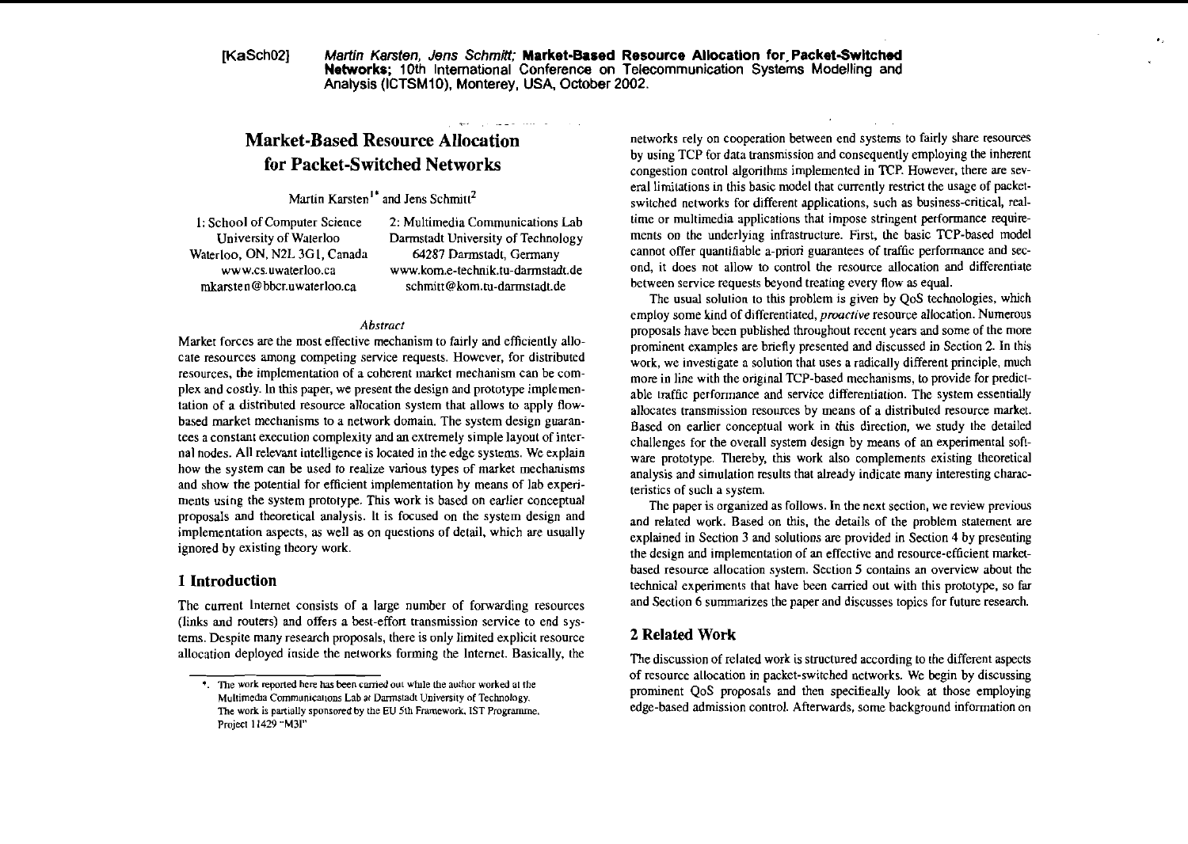[KaSch02] *Martin Karsten, Jens Schmitt;* **Market-Based Resource Allocation for Packet-Switched Networks;** 10th International Conference on Telecommunication Systems Modelling and Analysis (ICTSM10), Monterey, USA, October 2002.

# Market-Based Resource Allocation for Packet-Switched Networks

Martin Karsten[1*] and Jens Schmitt[2]

1: School of Computer Science
University of Waterloo
Waterloo, ON, N2L 3G1, Canada
www.cs.uwaterloo.ca
mkarsten@bbcr.uwaterloo.ca

2: Multimedia Communications Lab
Darmstadt University of Technology
64287 Darmstadt, Germany
www.kom.e-technik.tu-darmstadt.de
schmitt@kom.tu-darmstadt.de

*Abstract*

Market forces are the most effective mechanism to fairly and efficiently allocate resources among competing service requests. However, for distributed resources, the implementation of a coherent market mechanism can be complex and costly. In this paper, we present the design and prototype implementation of a distributed resource allocation system that allows to apply flow-based market mechanisms to a network domain. The system design guarantees a constant execution complexity and an extremely simple layout of internal nodes. All relevant intelligence is located in the edge systems. We explain how the system can be used to realize various types of market mechanisms and show the potential for efficient implementation by means of lab experiments using the system prototype. This work is based on earlier conceptual proposals and theoretical analysis. It is focused on the system design and implementation aspects, as well as on questions of detail, which are usually ignored by existing theory work.

## 1 Introduction

The current Internet consists of a large number of forwarding resources (links and routers) and offers a best-effort transmission service to end systems. Despite many research proposals, there is only limited explicit resource allocation deployed inside the networks forming the Internet. Basically, the networks rely on cooperation between end systems to fairly share resources by using TCP for data transmission and consequently employing the inherent congestion control algorithms implemented in TCP. However, there are several limitations in this basic model that currently restrict the usage of packet-switched networks for different applications, such as business-critical, real-time or multimedia applications that impose stringent performance requirements on the underlying infrastructure. First, the basic TCP-based model cannot offer quantifiable a-priori guarantees of traffic performance and second, it does not allow to control the resource allocation and differentiate between service requests beyond treating every flow as equal.

The usual solution to this problem is given by QoS technologies, which employ some kind of differentiated, *proactive* resource allocation. Numerous proposals have been published throughout recent years and some of the more prominent examples are briefly presented and discussed in Section 2. In this work, we investigate a solution that uses a radically different principle, much more in line with the original TCP-based mechanisms, to provide for predictable traffic performance and service differentiation. The system essentially allocates transmission resources by means of a distributed resource market. Based on earlier conceptual work in this direction, we study the detailed challenges for the overall system design by means of an experimental software prototype. Thereby, this work also complements existing theoretical analysis and simulation results that already indicate many interesting characteristics of such a system.

The paper is organized as follows. In the next section, we review previous and related work. Based on this, the details of the problem statement are explained in Section 3 and solutions are provided in Section 4 by presenting the design and implementation of an effective and resource-efficient market-based resource allocation system. Section 5 contains an overview about the technical experiments that have been carried out with this prototype, so far and Section 6 summarizes the paper and discusses topics for future research.

## 2 Related Work

The discussion of related work is structured according to the different aspects of resource allocation in packet-switched networks. We begin by discussing prominent QoS proposals and then specifically look at those employing edge-based admission control. Afterwards, some background information on

*. The work reported here has been carried out while the author worked at the Multimedia Communications Lab at Darmstadt University of Technology. The work is partially sponsored by the EU 5th Framework, IST Programme, Project 11429 "M3I"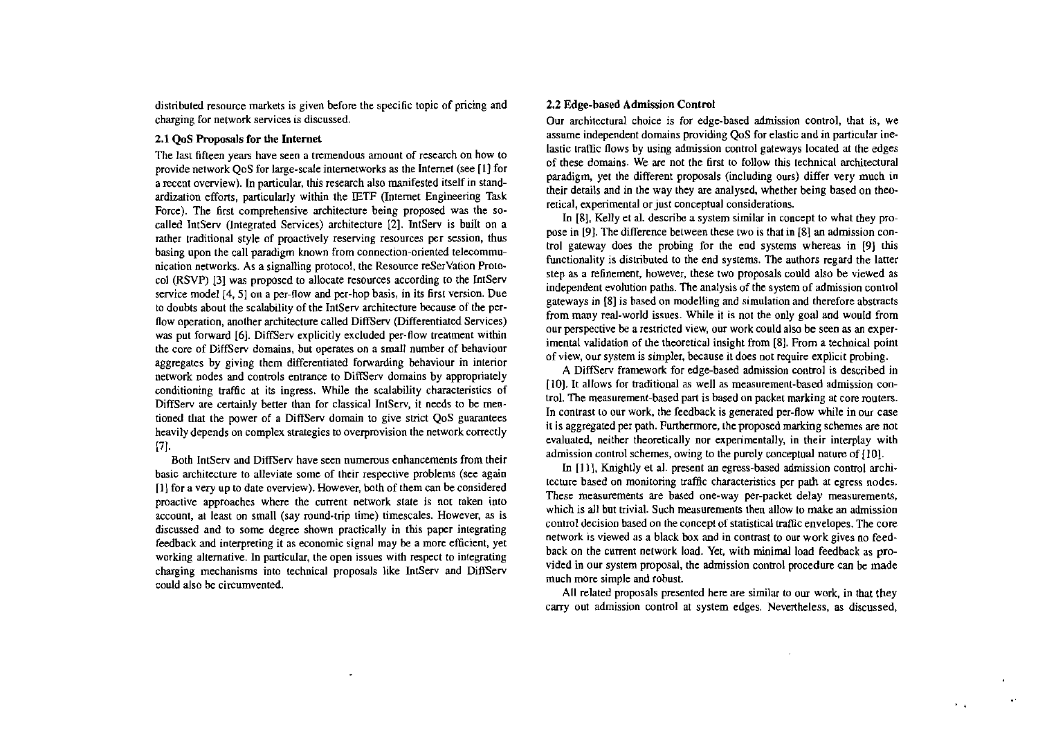distributed resource markets is given before the specific topic of pricing and charging for network services is discussed.

### 2.1 QoS Proposals for the Internet

The last fifteen years have seen a tremendous amount of research on how to provide network QoS for large-scale internetworks as the Internet (see [1] for a recent overview). In particular, this research also manifested itself in standardization efforts, particularly within the IETF (Internet Engineering Task Force). The first comprehensive architecture being proposed was the so-called IntServ (Integrated Services) architecture [2]. IntServ is built on a rather traditional style of proactively reserving resources per session, thus basing upon the call paradigm known from connection-oriented telecommunication networks. As a signalling protocol, the Resource reSerVation Protocol (RSVP) [3] was proposed to allocate resources according to the IntServ service model [4, 5] on a per-flow and per-hop basis, in its first version. Due to doubts about the scalability of the IntServ architecture because of the per-flow operation, another architecture called DiffServ (Differentiated Services) was put forward [6]. DiffServ explicitly excluded per-flow treatment within the core of DiffServ domains, but operates on a small number of behaviour aggregates by giving them differentiated forwarding behaviour in interior network nodes and controls entrance to DiffServ domains by appropriately conditioning traffic at its ingress. While the scalability characteristics of DiffServ are certainly better than for classical IntServ, it needs to be mentioned that the power of a DiffServ domain to give strict QoS guarantees heavily depends on complex strategies to overprovision the network correctly [7].

Both IntServ and DiffServ have seen numerous enhancements from their basic architecture to alleviate some of their respective problems (see again [1] for a very up to date overview). However, both of them can be considered proactive approaches where the current network state is not taken into account, at least on small (say round-trip time) timescales. However, as is discussed and to some degree shown practically in this paper integrating feedback and interpreting it as economic signal may be a more efficient, yet working alternative. In particular, the open issues with respect to integrating charging mechanisms into technical proposals like IntServ and DiffServ could also be circumvented.

### 2.2 Edge-based Admission Control

Our architectural choice is for edge-based admission control, that is, we assume independent domains providing QoS for elastic and in particular inelastic traffic flows by using admission control gateways located at the edges of these domains. We are not the first to follow this technical architectural paradigm, yet the different proposals (including ours) differ very much in their details and in the way they are analysed, whether being based on theoretical, experimental or just conceptual considerations.

In [8], Kelly et al. describe a system similar in concept to what they propose in [9]. The difference between these two is that in [8] an admission control gateway does the probing for the end systems whereas in [9] this functionality is distributed to the end systems. The authors regard the latter step as a refinement, however, these two proposals could also be viewed as independent evolution paths. The analysis of the system of admission control gateways in [8] is based on modelling and simulation and therefore abstracts from many real-world issues. While it is not the only goal and would from our perspective be a restricted view, our work could also be seen as an experimental validation of the theoretical insight from [8]. From a technical point of view, our system is simpler, because it does not require explicit probing.

A DiffServ framework for edge-based admission control is described in [10]. It allows for traditional as well as measurement-based admission control. The measurement-based part is based on packet marking at core routers. In contrast to our work, the feedback is generated per-flow while in our case it is aggregated per path. Furthermore, the proposed marking schemes are not evaluated, neither theoretically nor experimentally, in their interplay with admission control schemes, owing to the purely conceptual nature of [10].

In [11], Knightly et al. present an egress-based admission control architecture based on monitoring traffic characteristics per path at egress nodes. These measurements are based one-way per-packet delay measurements, which is all but trivial. Such measurements then allow to make an admission control decision based on the concept of statistical traffic envelopes. The core network is viewed as a black box and in contrast to our work gives no feedback on the current network load. Yet, with minimal load feedback as provided in our system proposal, the admission control procedure can be made much more simple and robust.

All related proposals presented here are similar to our work, in that they carry out admission control at system edges. Nevertheless, as discussed,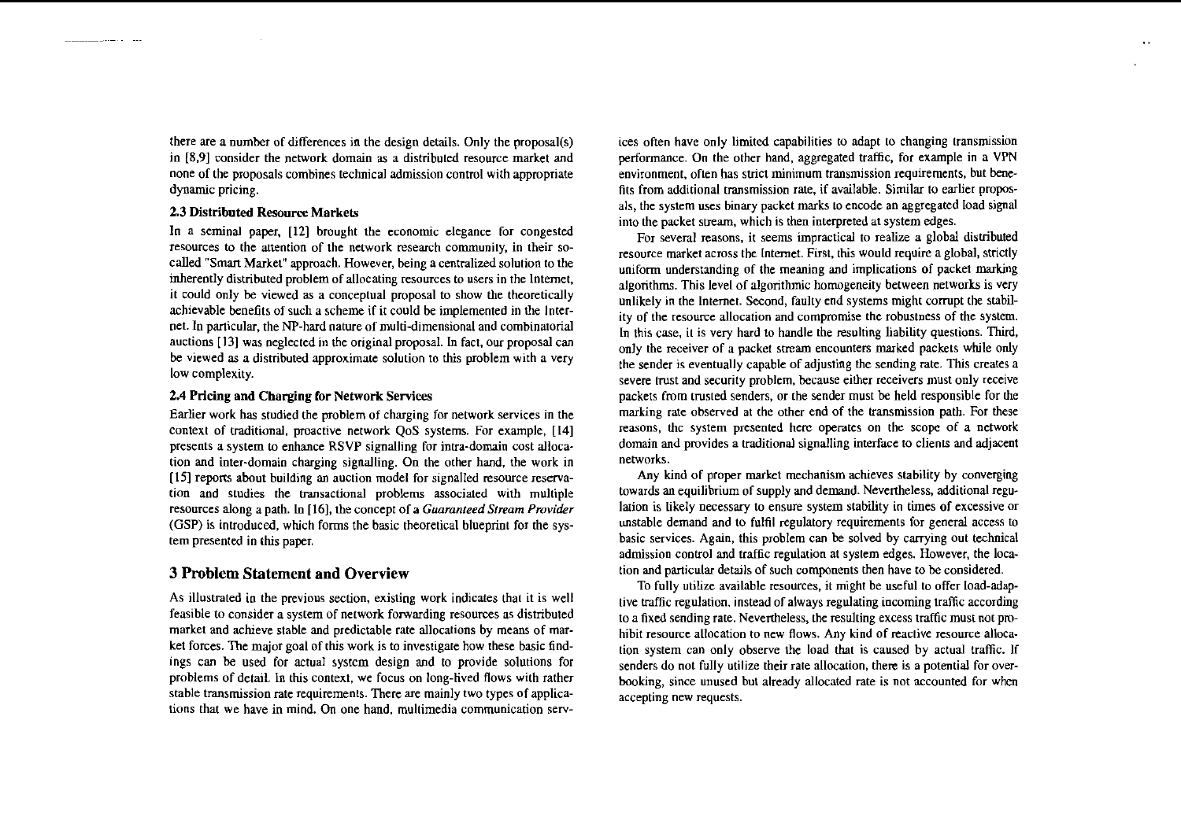there are a number of differences in the design details. Only the proposal(s) in [8,9] consider the network domain as a distributed resource market and none of the proposals combines technical admission control with appropriate dynamic pricing.

### 2.3 Distributed Resource Markets

In a seminal paper, [12] brought the economic elegance for congested resources to the attention of the network research community, in their so-called "Smart Market" approach. However, being a centralized solution to the inherently distributed problem of allocating resources to users in the Internet, it could only be viewed as a conceptual proposal to show the theoretically achievable benefits of such a scheme if it could be implemented in the Internet. In particular, the NP-hard nature of multi-dimensional and combinatorial auctions [13] was neglected in the original proposal. In fact, our proposal can be viewed as a distributed approximate solution to this problem with a very low complexity.

### 2.4 Pricing and Charging for Network Services

Earlier work has studied the problem of charging for network services in the context of traditional, proactive network QoS systems. For example, [14] presents a system to enhance RSVP signalling for intra-domain cost allocation and inter-domain charging signalling. On the other hand, the work in [15] reports about building an auction model for signalled resource reservation and studies the transactional problems associated with multiple resources along a path. In [16], the concept of a *Guaranteed Stream Provider* (GSP) is introduced, which forms the basic theoretical blueprint for the system presented in this paper.

## 3 Problem Statement and Overview

As illustrated in the previous section, existing work indicates that it is well feasible to consider a system of network forwarding resources as distributed market and achieve stable and predictable rate allocations by means of market forces. The major goal of this work is to investigate how these basic findings can be used for actual system design and to provide solutions for problems of detail. In this context, we focus on long-lived flows with rather stable transmission rate requirements. There are mainly two types of applications that we have in mind. On one hand, multimedia communication services often have only limited capabilities to adapt to changing transmission performance. On the other hand, aggregated traffic, for example in a VPN environment, often has strict minimum transmission requirements, but benefits from additional transmission rate, if available. Similar to earlier proposals, the system uses binary packet marks to encode an aggregated load signal into the packet stream, which is then interpreted at system edges.

For several reasons, it seems impractical to realize a global distributed resource market across the Internet. First, this would require a global, strictly uniform understanding of the meaning and implications of packet marking algorithms. This level of algorithmic homogeneity between networks is very unlikely in the Internet. Second, faulty end systems might corrupt the stability of the resource allocation and compromise the robustness of the system. In this case, it is very hard to handle the resulting liability questions. Third, only the receiver of a packet stream encounters marked packets while only the sender is eventually capable of adjusting the sending rate. This creates a severe trust and security problem, because either receivers must only receive packets from trusted senders, or the sender must be held responsible for the marking rate observed at the other end of the transmission path. For these reasons, the system presented here operates on the scope of a network domain and provides a traditional signalling interface to clients and adjacent networks.

Any kind of proper market mechanism achieves stability by converging towards an equilibrium of supply and demand. Nevertheless, additional regulation is likely necessary to ensure system stability in times of excessive or unstable demand and to fulfil regulatory requirements for general access to basic services. Again, this problem can be solved by carrying out technical admission control and traffic regulation at system edges. However, the location and particular details of such components then have to be considered.

To fully utilize available resources, it might be useful to offer load-adaptive traffic regulation, instead of always regulating incoming traffic according to a fixed sending rate. Nevertheless, the resulting excess traffic must not prohibit resource allocation to new flows. Any kind of reactive resource allocation system can only observe the load that is caused by actual traffic. If senders do not fully utilize their rate allocation, there is a potential for overbooking, since unused but already allocated rate is not accounted for when accepting new requests.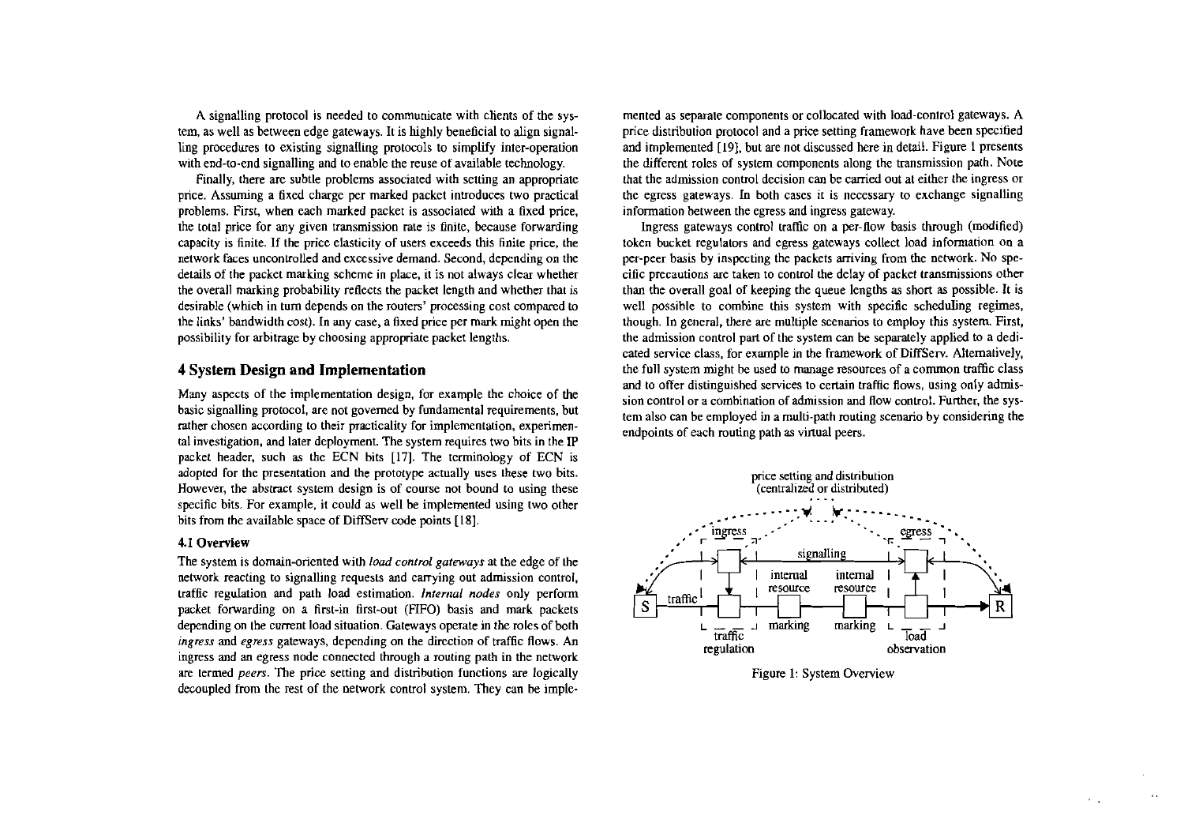A signalling protocol is needed to communicate with clients of the system, as well as between edge gateways. It is highly beneficial to align signalling procedures to existing signalling protocols to simplify inter-operation with end-to-end signalling and to enable the reuse of available technology.

Finally, there are subtle problems associated with setting an appropriate price. Assuming a fixed charge per marked packet introduces two practical problems. First, when each marked packet is associated with a fixed price, the total price for any given transmission rate is finite, because forwarding capacity is finite. If the price elasticity of users exceeds this finite price, the network faces uncontrolled and excessive demand. Second, depending on the details of the packet marking scheme in place, it is not always clear whether the overall marking probability reflects the packet length and whether that is desirable (which in turn depends on the routers' processing cost compared to the links' bandwidth cost). In any case, a fixed price per mark might open the possibility for arbitrage by choosing appropriate packet lengths.

## 4 System Design and Implementation

Many aspects of the implementation design, for example the choice of the basic signalling protocol, are not governed by fundamental requirements, but rather chosen according to their practicality for implementation, experimental investigation, and later deployment. The system requires two bits in the IP packet header, such as the ECN bits [17]. The terminology of ECN is adopted for the presentation and the prototype actually uses these two bits. However, the abstract system design is of course not bound to using these specific bits. For example, it could as well be implemented using two other bits from the available space of DiffServ code points [18].

### 4.1 Overview

The system is domain-oriented with *load control gateways* at the edge of the network reacting to signalling requests and carrying out admission control, traffic regulation and path load estimation. *Internal nodes* only perform packet forwarding on a first-in first-out (FIFO) basis and mark packets depending on the current load situation. Gateways operate in the roles of both *ingress* and *egress* gateways, depending on the direction of traffic flows. An ingress and an egress node connected through a routing path in the network are termed *peers*. The price setting and distribution functions are logically decoupled from the rest of the network control system. They can be implemented as separate components or collocated with load-control gateways. A price distribution protocol and a price setting framework have been specified and implemented [19], but are not discussed here in detail. Figure 1 presents the different roles of system components along the transmission path. Note that the admission control decision can be carried out at either the ingress or the egress gateways. In both cases it is necessary to exchange signalling information between the egress and ingress gateway.

Ingress gateways control traffic on a per-flow basis through (modified) token bucket regulators and egress gateways collect load information on a per-peer basis by inspecting the packets arriving from the network. No specific precautions are taken to control the delay of packet transmissions other than the overall goal of keeping the queue lengths as short as possible. It is well possible to combine this system with specific scheduling regimes, though. In general, there are multiple scenarios to employ this system. First, the admission control part of the system can be separately applied to a dedicated service class, for example in the framework of DiffServ. Alternatively, the full system might be used to manage resources of a common traffic class and to offer distinguished services to certain traffic flows, using only admission control or a combination of admission and flow control. Further, the system also can be employed in a multi-path routing scenario by considering the endpoints of each routing path as virtual peers.

price setting and distribution (centralized or distributed)

ingress — egress — signalling — internal resource — internal resource — S — traffic — R — traffic regulation — marking — marking — load observation

Figure 1: System Overview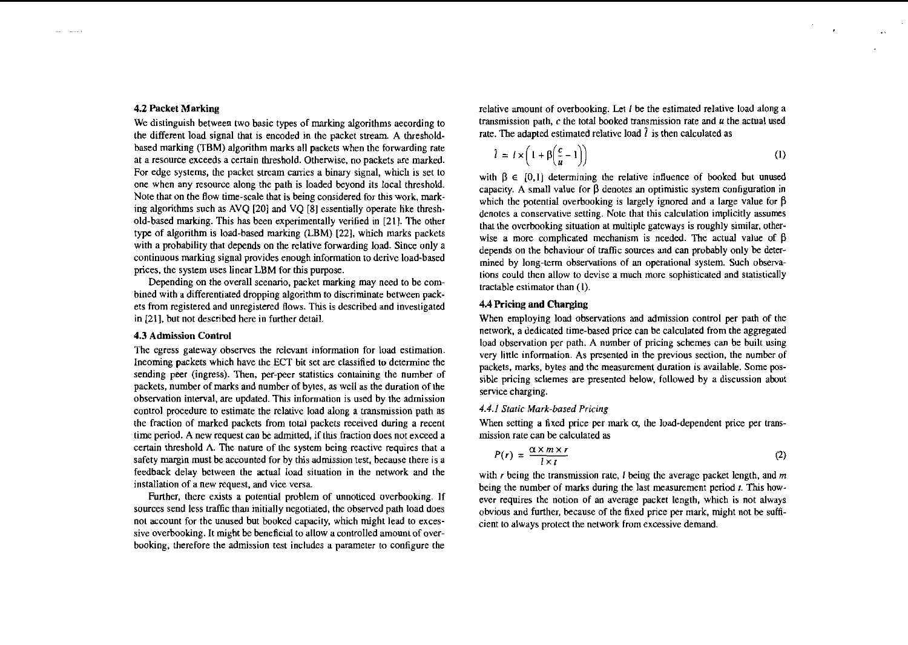### 4.2 Packet Marking

We distinguish between two basic types of marking algorithms according to the different load signal that is encoded in the packet stream. A threshold-based marking (TBM) algorithm marks all packets when the forwarding rate at a resource exceeds a certain threshold. Otherwise, no packets are marked. For edge systems, the packet stream carries a binary signal, which is set to one when any resource along the path is loaded beyond its local threshold. Note that on the flow time-scale that is being considered for this work, marking algorithms such as AVQ [20] and VQ [8] essentially operate like threshold-based marking. This has been experimentally verified in [21]. The other type of algorithm is load-based marking (LBM) [22], which marks packets with a probability that depends on the relative forwarding load. Since only a continuous marking signal provides enough information to derive load-based prices, the system uses linear LBM for this purpose.

Depending on the overall scenario, packet marking may need to be combined with a differentiated dropping algorithm to discriminate between packets from registered and unregistered flows. This is described and investigated in [21], but not described here in further detail.

### 4.3 Admission Control

The egress gateway observes the relevant information for load estimation. Incoming packets which have the ECT bit set are classified to determine the sending peer (ingress). Then, per-peer statistics containing the number of packets, number of marks and number of bytes, as well as the duration of the observation interval, are updated. This information is used by the admission control procedure to estimate the relative load along a transmission path as the fraction of marked packets from total packets received during a recent time period. A new request can be admitted, if this fraction does not exceed a certain threshold $\Lambda$. The nature of the system being reactive requires that a safety margin must be accounted for by this admission test, because there is a feedback delay between the actual load situation in the network and the installation of a new request, and vice versa.

Further, there exists a potential problem of unnoticed overbooking. If sources send less traffic than initially negotiated, the observed path load does not account for the unused but booked capacity, which might lead to excessive overbooking. It might be beneficial to allow a controlled amount of overbooking, therefore the admission test includes a parameter to configure the relative amount of overbooking. Let $l$ be the estimated relative load along a transmission path, $c$ the total booked transmission rate and $u$ the actual used rate. The adapted estimated relative load $\hat{l}$ is then calculated as

$$\hat{l} = l \times \left(1 + \beta\left(\frac{c}{u} - 1\right)\right) \tag{1}$$

with $\beta \in [0,1]$ determining the relative influence of booked but unused capacity. A small value for $\beta$ denotes an optimistic system configuration in which the potential overbooking is largely ignored and a large value for $\beta$ denotes a conservative setting. Note that this calculation implicitly assumes that the overbooking situation at multiple gateways is roughly similar, otherwise a more complicated mechanism is needed. The actual value of $\beta$ depends on the behaviour of traffic sources and can probably only be determined by long-term observations of an operational system. Such observations could then allow to devise a much more sophisticated and statistically tractable estimator than (1).

### 4.4 Pricing and Charging

When employing load observations and admission control per path of the network, a dedicated time-based price can be calculated from the aggregated load observation per path. A number of pricing schemes can be built using very little information. As presented in the previous section, the number of packets, marks, bytes and the measurement duration is available. Some possible pricing schemes are presented below, followed by a discussion about service charging.

#### *4.4.1 Static Mark-based Pricing*

When setting a fixed price per mark $\alpha$, the load-dependent price per transmission rate can be calculated as

$$P(r) = \frac{\alpha \times m \times r}{l \times t} \tag{2}$$

with $r$ being the transmission rate, $l$ being the average packet length, and $m$ being the number of marks during the last measurement period $t$. This however requires the notion of an average packet length, which is not always obvious and further, because of the fixed price per mark, might not be sufficient to always protect the network from excessive demand.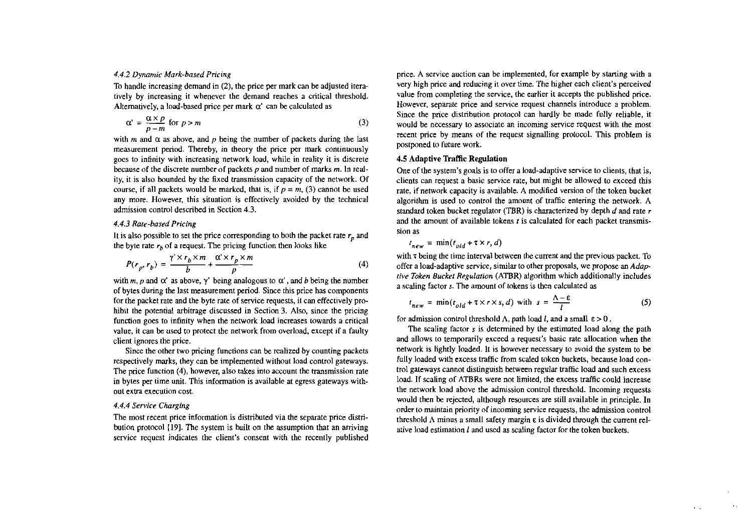#### 4.4.2 Dynamic Mark-based Pricing

To handle increasing demand in (2), the price per mark can be adjusted iteratively by increasing it whenever the demand reaches a critical threshold. Alternatively, a load-based price per mark $\alpha'$ can be calculated as

$$\alpha' = \frac{\alpha \times p}{p - m} \text{ for } p > m \tag{3}$$

with $m$ and $\alpha$ as above, and $p$ being the number of packets during the last measurement period. Thereby, in theory the price per mark continuously goes to infinity with increasing network load, while in reality it is discrete because of the discrete number of packets $p$ and number of marks $m$. In reality, it is also bounded by the fixed transmission capacity of the network. Of course, if all packets would be marked, that is, if $p = m$, (3) cannot be used any more. However, this situation is effectively avoided by the technical admission control described in Section 4.3.

#### 4.4.3 Rate-based Pricing

It is also possible to set the price corresponding to both the packet rate $r_p$ and the byte rate $r_b$ of a request. The pricing function then looks like

$$P(r_p, r_b) = \frac{\gamma' \times r_b \times m}{b} + \frac{\alpha' \times r_p \times m}{p} \tag{4}$$

with $m$, $p$ and $\alpha'$ as above, $\gamma'$ being analogous to $\alpha'$, and $b$ being the number of bytes during the last measurement period. Since this price has components for the packet rate and the byte rate of service requests, it can effectively prohibit the potential arbitrage discussed in Section 3. Also, since the pricing function goes to infinity when the network load increases towards a critical value, it can be used to protect the network from overload, except if a faulty client ignores the price.

Since the other two pricing functions can be realized by counting packets respectively marks, they can be implemented without load control gateways. The price function (4), however, also takes into account the transmission rate in bytes per time unit. This information is available at egress gateways without extra execution cost.

#### 4.4.4 Service Charging

The most recent price information is distributed via the separate price distribution protocol [19]. The system is built on the assumption that an arriving service request indicates the client's consent with the recently published price. A service auction can be implemented, for example by starting with a very high price and reducing it over time. The higher each client's perceived value from completing the service, the earlier it accepts the published price. However, separate price and service request channels introduce a problem. Since the price distribution protocol can hardly be made fully reliable, it would be necessary to associate an incoming service request with the most recent price by means of the request signalling protocol. This problem is postponed to future work.

### 4.5 Adaptive Traffic Regulation

One of the system's goals is to offer a load-adaptive service to clients, that is, clients can request a basic service rate, but might be allowed to exceed this rate, if network capacity is available. A modified version of the token bucket algorithm is used to control the amount of traffic entering the network. A standard token bucket regulator (TBR) is characterized by depth $d$ and rate $r$ and the amount of available tokens $t$ is calculated for each packet transmission as

$$t_{new} = \min(t_{old} + \tau \times r, d)$$

with $\tau$ being the time interval between the current and the previous packet. To offer a load-adaptive service, similar to other proposals, we propose an *Adaptive Token Bucket Regulation* (ATBR) algorithm which additionally includes a scaling factor $s$. The amount of tokens is then calculated as

$$t_{new} = \min(t_{old} + \tau \times r \times s, d) \text{ with } s = \frac{\Lambda - \varepsilon}{l} \tag{5}$$

for admission control threshold $\Lambda$, path load $l$, and a small $\varepsilon > 0$.

The scaling factor $s$ is determined by the estimated load along the path and allows to temporarily exceed a request's basic rate allocation when the network is lightly loaded. It is however necessary to avoid the system to be fully loaded with excess traffic from scaled token buckets, because load control gateways cannot distinguish between regular traffic load and such excess load. If scaling of ATBRs were not limited, the excess traffic could increase the network load above the admission control threshold. Incoming requests would then be rejected, although resources are still available in principle. In order to maintain priority of incoming service requests, the admission control threshold $\Lambda$ minus a small safety margin $\varepsilon$ is divided through the current relative load estimation $l$ and used as scaling factor for the token buckets.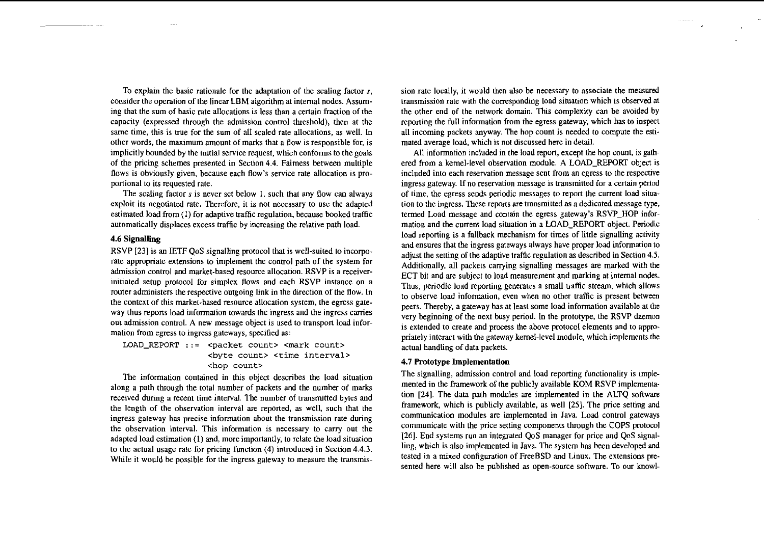To explain the basic rationale for the adaptation of the scaling factor $s$, consider the operation of the linear LBM algorithm at internal nodes. Assuming that the sum of basic rate allocations is less than a certain fraction of the capacity (expressed through the admission control threshold), then at the same time, this is true for the sum of all scaled rate allocations, as well. In other words, the maximum amount of marks that a flow is responsible for, is implicitly bounded by the initial service request, which conforms to the goals of the pricing schemes presented in Section 4.4. Fairness between multiple flows is obviously given, because each flow's service rate allocation is proportional to its requested rate.

The scaling factor $s$ is never set below 1, such that any flow can always exploit its negotiated rate. Therefore, it is not necessary to use the adapted estimated load from (1) for adaptive traffic regulation, because booked traffic automatically displaces excess traffic by increasing the relative path load.

### 4.6 Signalling

RSVP [23] is an IETF QoS signalling protocol that is well-suited to incorporate appropriate extensions to implement the control path of the system for admission control and market-based resource allocation. RSVP is a receiver-initiated setup protocol for simplex flows and each RSVP instance on a router administers the respective outgoing link in the direction of the flow. In the context of this market-based resource allocation system, the egress gateway thus reports load information towards the ingress and the ingress carries out admission control. A new message object is used to transport load information from egress to ingress gateways, specified as:

```
LOAD_REPORT ::= <packet count> <mark count>
                <byte count> <time interval>
                <hop count>
```

The information contained in this object describes the load situation along a path through the total number of packets and the number of marks received during a recent time interval. The number of transmitted bytes and the length of the observation interval are reported, as well, such that the ingress gateway has precise information about the transmission rate during the observation interval. This information is necessary to carry out the adapted load estimation (1) and, more importantly, to relate the load situation to the actual usage rate for pricing function (4) introduced in Section 4.4.3. While it would be possible for the ingress gateway to measure the transmission rate locally, it would then also be necessary to associate the measured transmission rate with the corresponding load situation which is observed at the other end of the network domain. This complexity can be avoided by reporting the full information from the egress gateway, which has to inspect all incoming packets anyway. The hop count is needed to compute the estimated average load, which is not discussed here in detail.

All information included in the load report, except the hop count, is gathered from a kernel-level observation module. A LOAD_REPORT object is included into each reservation message sent from an egress to the respective ingress gateway. If no reservation message is transmitted for a certain period of time, the egress sends periodic messages to report the current load situation to the ingress. These reports are transmitted as a dedicated message type, termed Load message and contain the egress gateway's RSVP_HOP information and the current load situation in a LOAD_REPORT object. Periodic load reporting is a fallback mechanism for times of little signalling activity and ensures that the ingress gateways always have proper load information to adjust the setting of the adaptive traffic regulation as described in Section 4.5. Additionally, all packets carrying signalling messages are marked with the ECT bit and are subject to load measurement and marking at internal nodes. Thus, periodic load reporting generates a small traffic stream, which allows to observe load information, even when no other traffic is present between peers. Thereby, a gateway has at least some load information available at the very beginning of the next busy period. In the prototype, the RSVP daemon is extended to create and process the above protocol elements and to appropriately interact with the gateway kernel-level module, which implements the actual handling of data packets.

### 4.7 Prototype Implementation

The signalling, admission control and load reporting functionality is implemented in the framework of the publicly available KOM RSVP implementation [24]. The data path modules are implemented in the ALTQ software framework, which is publicly available, as well [25]. The price setting and communication modules are implemented in Java. Load control gateways communicate with the price setting components through the COPS protocol [26]. End systems run an integrated QoS manager for price and QoS signalling, which is also implemented in Java. The system has been developed and tested in a mixed configuration of FreeBSD and Linux. The extensions presented here will also be published as open-source software. To our knowl-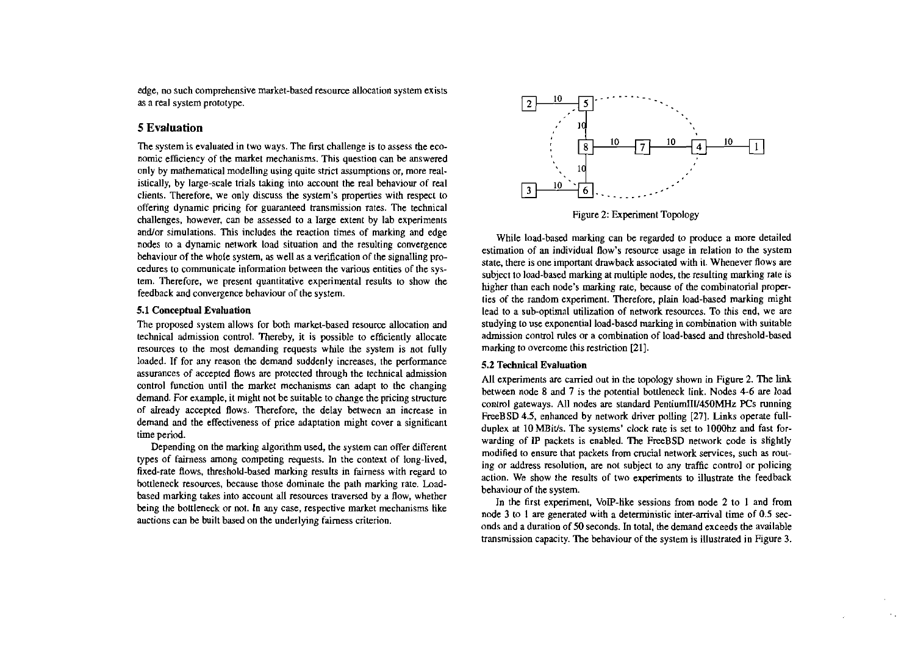edge, no such comprehensive market-based resource allocation system exists as a real system prototype.

## 5 Evaluation

The system is evaluated in two ways. The first challenge is to assess the economic efficiency of the market mechanisms. This question can be answered only by mathematical modelling using quite strict assumptions or, more realistically, by large-scale trials taking into account the real behaviour of real clients. Therefore, we only discuss the system's properties with respect to offering dynamic pricing for guaranteed transmission rates. The technical challenges, however, can be assessed to a large extent by lab experiments and/or simulations. This includes the reaction times of marking and edge nodes to a dynamic network load situation and the resulting convergence behaviour of the whole system, as well as a verification of the signalling procedures to communicate information between the various entities of the system. Therefore, we present quantitative experimental results to show the feedback and convergence behaviour of the system.

### 5.1 Conceptual Evaluation

The proposed system allows for both market-based resource allocation and technical admission control. Thereby, it is possible to efficiently allocate resources to the most demanding requests while the system is not fully loaded. If for any reason the demand suddenly increases, the performance assurances of accepted flows are protected through the technical admission control function until the market mechanisms can adapt to the changing demand. For example, it might not be suitable to change the pricing structure of already accepted flows. Therefore, the delay between an increase in demand and the effectiveness of price adaptation might cover a significant time period.

Depending on the marking algorithm used, the system can offer different types of fairness among competing requests. In the context of long-lived, fixed-rate flows, threshold-based marking results in fairness with regard to bottleneck resources, because those dominate the path marking rate. Load-based marking takes into account all resources traversed by a flow, whether being the bottleneck or not. In any case, respective market mechanisms like auctions can be built based on the underlying fairness criterion.

Figure 2: Experiment Topology

While load-based marking can be regarded to produce a more detailed estimation of an individual flow's resource usage in relation to the system state, there is one important drawback associated with it. Whenever flows are subject to load-based marking at multiple nodes, the resulting marking rate is higher than each node's marking rate, because of the combinatorial properties of the random experiment. Therefore, plain load-based marking might lead to a sub-optimal utilization of network resources. To this end, we are studying to use exponential load-based marking in combination with suitable admission control rules or a combination of load-based and threshold-based marking to overcome this restriction [21].

### 5.2 Technical Evaluation

All experiments are carried out in the topology shown in Figure 2. The link between node 8 and 7 is the potential bottleneck link. Nodes 4-6 are load control gateways. All nodes are standard PentiumIII/450MHz PCs running FreeBSD 4.5, enhanced by network driver polling [27]. Links operate full-duplex at 10 MBit/s. The systems' clock rate is set to 1000hz and fast forwarding of IP packets is enabled. The FreeBSD network code is slightly modified to ensure that packets from crucial network services, such as routing or address resolution, are not subject to any traffic control or policing action. We show the results of two experiments to illustrate the feedback behaviour of the system.

In the first experiment, VoIP-like sessions from node 2 to 1 and from node 3 to 1 are generated with a deterministic inter-arrival time of 0.5 seconds and a duration of 50 seconds. In total, the demand exceeds the available transmission capacity. The behaviour of the system is illustrated in Figure 3.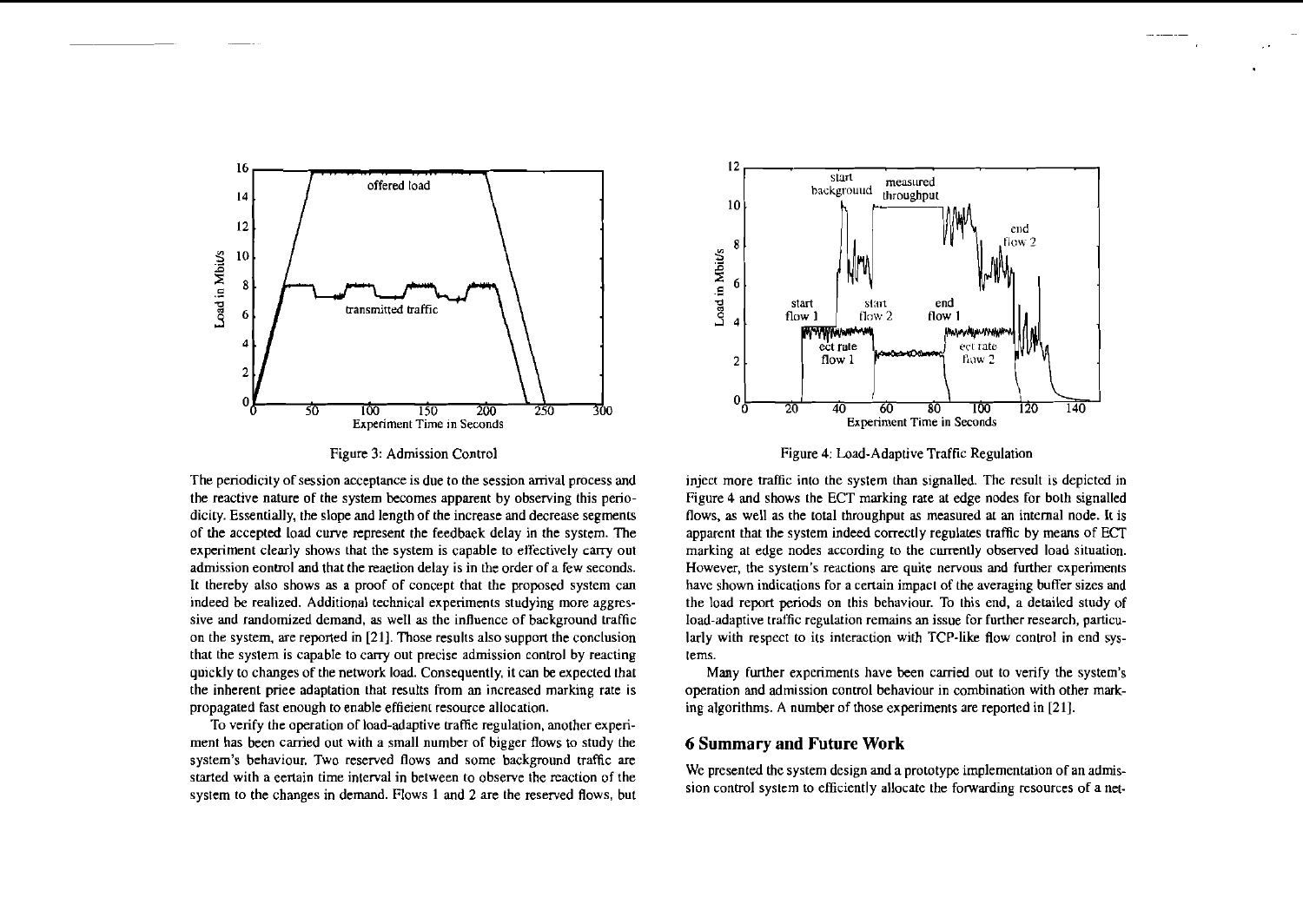Figure 3: Admission Control

Figure 4: Load-Adaptive Traffic Regulation

The periodicity of session acceptance is due to the session arrival process and the reactive nature of the system becomes apparent by observing this periodicity. Essentially, the slope and length of the increase and decrease segments of the accepted load curve represent the feedback delay in the system. The experiment clearly shows that the system is capable to effectively carry out admission control and that the reaction delay is in the order of a few seconds. It thereby also shows as a proof of concept that the proposed system can indeed be realized. Additional technical experiments studying more aggressive and randomized demand, as well as the influence of background traffic on the system, are reported in [21]. Those results also support the conclusion that the system is capable to carry out precise admission control by reacting quickly to changes of the network load. Consequently, it can be expected that the inherent price adaptation that results from an increased marking rate is propagated fast enough to enable efficient resource allocation.

To verify the operation of load-adaptive traffic regulation, another experiment has been carried out with a small number of bigger flows to study the system's behaviour. Two reserved flows and some background traffic are started with a certain time interval in between to observe the reaction of the system to the changes in demand. Flows 1 and 2 are the reserved flows, but inject more traffic into the system than signalled. The result is depicted in Figure 4 and shows the ECT marking rate at edge nodes for both signalled flows, as well as the total throughput as measured at an internal node. It is apparent that the system indeed correctly regulates traffic by means of ECT marking at edge nodes according to the currently observed load situation. However, the system's reactions are quite nervous and further experiments have shown indications for a certain impact of the averaging buffer sizes and the load report periods on this behaviour. To this end, a detailed study of load-adaptive traffic regulation remains an issue for further research, particularly with respect to its interaction with TCP-like flow control in end systems.

Many further experiments have been carried out to verify the system's operation and admission control behaviour in combination with other marking algorithms. A number of those experiments are reported in [21].

## 6 Summary and Future Work

We presented the system design and a prototype implementation of an admission control system to efficiently allocate the forwarding resources of a net-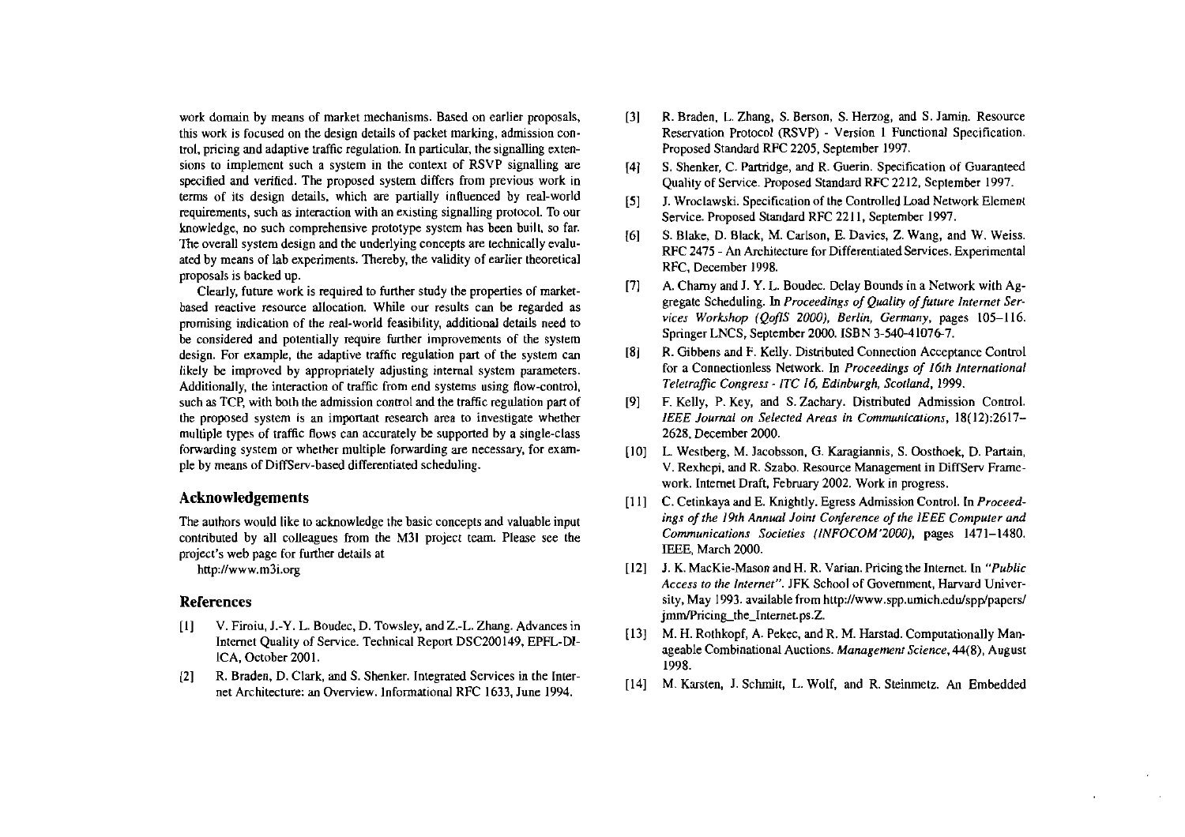work domain by means of market mechanisms. Based on earlier proposals, this work is focused on the design details of packet marking, admission control, pricing and adaptive traffic regulation. In particular, the signalling extensions to implement such a system in the context of RSVP signalling are specified and verified. The proposed system differs from previous work in terms of its design details, which are partially influenced by real-world requirements, such as interaction with an existing signalling protocol. To our knowledge, no such comprehensive prototype system has been built, so far. The overall system design and the underlying concepts are technically evaluated by means of lab experiments. Thereby, the validity of earlier theoretical proposals is backed up.

Clearly, future work is required to further study the properties of market-based reactive resource allocation. While our results can be regarded as promising indication of the real-world feasibility, additional details need to be considered and potentially require further improvements of the system design. For example, the adaptive traffic regulation part of the system can likely be improved by appropriately adjusting internal system parameters. Additionally, the interaction of traffic from end systems using flow-control, such as TCP, with both the admission control and the traffic regulation part of the proposed system is an important research area to investigate whether multiple types of traffic flows can accurately be supported by a single-class forwarding system or whether multiple forwarding are necessary, for example by means of DiffServ-based differentiated scheduling.

## Acknowledgements

The authors would like to acknowledge the basic concepts and valuable input contributed by all colleagues from the M3I project team. Please see the project's web page for further details at

http://www.m3i.org

## References

[1] V. Firoiu, J.-Y. L. Boudec, D. Towsley, and Z.-L. Zhang. Advances in Internet Quality of Service. Technical Report DSC200149, EPFL-DI-ICA, October 2001.

[2] R. Braden, D. Clark, and S. Shenker. Integrated Services in the Internet Architecture: an Overview. Informational RFC 1633, June 1994.

[3] R. Braden, L. Zhang, S. Berson, S. Herzog, and S. Jamin. Resource Reservation Protocol (RSVP) - Version 1 Functional Specification. Proposed Standard RFC 2205, September 1997.

[4] S. Shenker, C. Partridge, and R. Guerin. Specification of Guaranteed Quality of Service. Proposed Standard RFC 2212, September 1997.

[5] J. Wroclawski. Specification of the Controlled Load Network Element Service. Proposed Standard RFC 2211, September 1997.

[6] S. Blake, D. Black, M. Carlson, E. Davies, Z. Wang, and W. Weiss. RFC 2475 - An Architecture for Differentiated Services. Experimental RFC, December 1998.

[7] A. Charny and J. Y. L. Boudec. Delay Bounds in a Network with Aggregate Scheduling. In *Proceedings of Quality of future Internet Services Workshop (QofIS 2000), Berlin, Germany*, pages 105–116. Springer LNCS, September 2000. ISBN 3-540-41076-7.

[8] R. Gibbens and F. Kelly. Distributed Connection Acceptance Control for a Connectionless Network. In *Proceedings of 16th International Teletraffic Congress - ITC 16, Edinburgh, Scotland*, 1999.

[9] F. Kelly, P. Key, and S. Zachary. Distributed Admission Control. *IEEE Journal on Selected Areas in Communications*, 18(12):2617–2628, December 2000.

[10] L. Westberg, M. Jacobsson, G. Karagiannis, S. Oosthoek, D. Partain, V. Rexhepi, and R. Szabo. Resource Management in DiffServ Framework. Internet Draft, February 2002. Work in progress.

[11] C. Cetinkaya and E. Knightly. Egress Admission Control. In *Proceedings of the 19th Annual Joint Conference of the IEEE Computer and Communications Societies (INFOCOM'2000)*, pages 1471–1480. IEEE, March 2000.

[12] J. K. MacKie-Mason and H. R. Varian. Pricing the Internet. In *"Public Access to the Internet"*. JFK School of Government, Harvard University, May 1993. available from http://www.spp.umich.edu/spp/papers/jmm/Pricing_the_Internet.ps.Z.

[13] M. H. Rothkopf, A. Pekec, and R. M. Harstad. Computationally Manageable Combinational Auctions. *Management Science*, 44(8), August 1998.

[14] M. Karsten, J. Schmitt, L. Wolf, and R. Steinmetz. An Embedded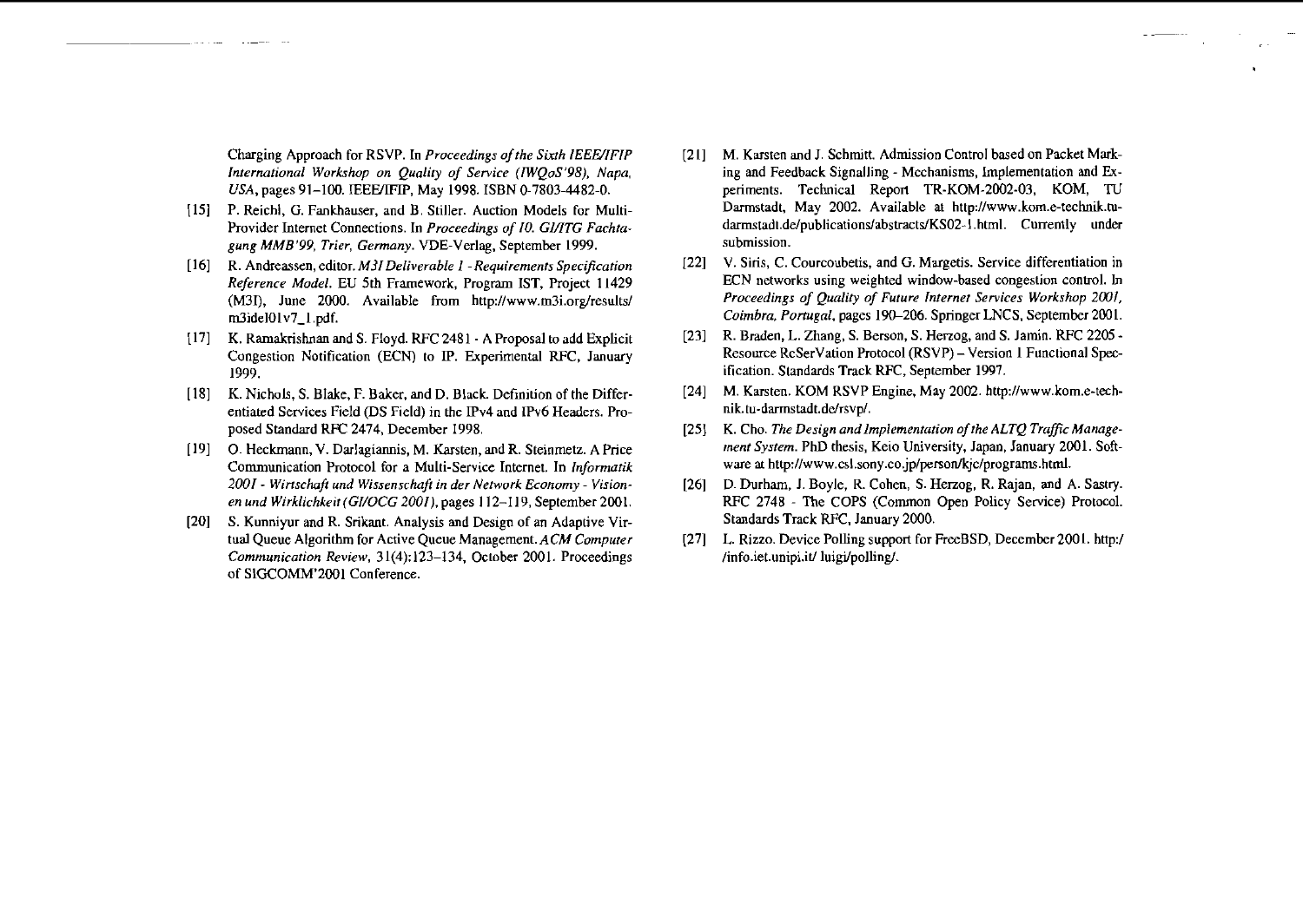Charging Approach for RSVP. In *Proceedings of the Sixth IEEE/IFIP International Workshop on Quality of Service (IWQoS'98), Napa, USA*, pages 91–100. IEEE/IFIP, May 1998. ISBN 0-7803-4482-0.

[15] P. Reichl, G. Fankhauser, and B. Stiller. Auction Models for Multi-Provider Internet Connections. In *Proceedings of 10. GI/ITG Fachtagung MMB'99, Trier, Germany*. VDE-Verlag, September 1999.

[16] R. Andreassen, editor. *M3I Deliverable 1 - Requirements Specification Reference Model*. EU 5th Framework, Program IST, Project 11429 (M3I), June 2000. Available from http://www.m3i.org/results/m3idel01v7_1.pdf.

[17] K. Ramakrishnan and S. Floyd. RFC 2481 - A Proposal to add Explicit Congestion Notification (ECN) to IP. Experimental RFC, January 1999.

[18] K. Nichols, S. Blake, F. Baker, and D. Black. Definition of the Differentiated Services Field (DS Field) in the IPv4 and IPv6 Headers. Proposed Standard RFC 2474, December 1998.

[19] O. Heckmann, V. Darlagiannis, M. Karsten, and R. Steinmetz. A Price Communication Protocol for a Multi-Service Internet. In *Informatik 2001 - Wirtschaft und Wissenschaft in der Network Economy - Visionen und Wirklichkeit (GI/OCG 2001)*, pages 112–119, September 2001.

[20] S. Kunniyur and R. Srikant. Analysis and Design of an Adaptive Virtual Queue Algorithm for Active Queue Management. *ACM Computer Communication Review*, 31(4):123–134, October 2001. Proceedings of SIGCOMM'2001 Conference.

[21] M. Karsten and J. Schmitt. Admission Control based on Packet Marking and Feedback Signalling - Mechanisms, Implementation and Experiments. Technical Report TR-KOM-2002-03, KOM, TU Darmstadt, May 2002. Available at http://www.kom.e-technik.tu-darmstadt.de/publications/abstracts/KS02-1.html. Currently under submission.

[22] V. Siris, C. Courcoubetis, and G. Margetis. Service differentiation in ECN networks using weighted window-based congestion control. In *Proceedings of Quality of Future Internet Services Workshop 2001, Coimbra, Portugal*, pages 190–206. Springer LNCS, September 2001.

[23] R. Braden, L. Zhang, S. Berson, S. Herzog, and S. Jamin. RFC 2205 - Resource ReSerVation Protocol (RSVP) – Version 1 Functional Specification. Standards Track RFC, September 1997.

[24] M. Karsten. KOM RSVP Engine, May 2002. http://www.kom.e-technik.tu-darmstadt.de/rsvp/.

[25] K. Cho. *The Design and Implementation of the ALTQ Traffic Management System*. PhD thesis, Keio University, Japan, January 2001. Software at http://www.csl.sony.co.jp/person/kjc/programs.html.

[26] D. Durham, J. Boyle, R. Cohen, S. Herzog, R. Rajan, and A. Sastry. RFC 2748 - The COPS (Common Open Policy Service) Protocol. Standards Track RFC, January 2000.

[27] L. Rizzo. Device Polling support for FreeBSD, December 2001. http://info.iet.unipi.it/ luigi/polling/.